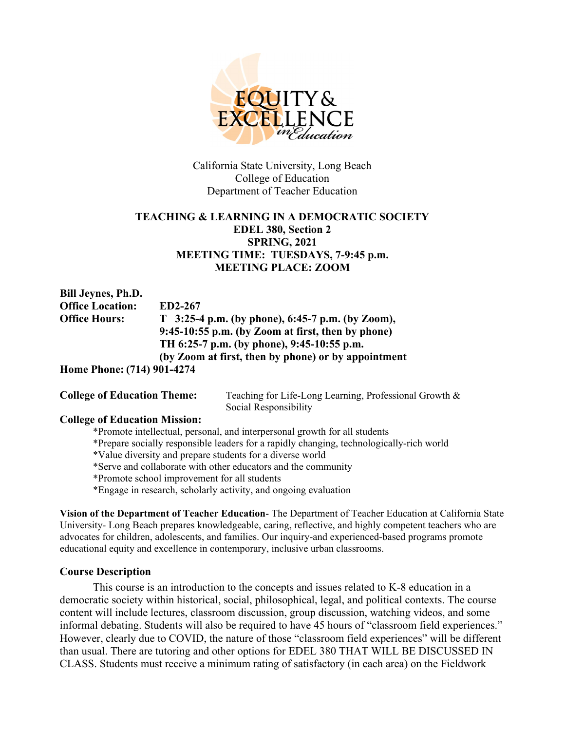EQUITY & EXCELLENCE *in Education*

California State University, Long Beach
College of Education
Department of Teacher Education

**TEACHING & LEARNING IN A DEMOCRATIC SOCIETY**
**EDEL 380, Section 2**
**SPRING, 2021**
**MEETING TIME: TUESDAYS, 7-9:45 p.m.**
**MEETING PLACE: ZOOM**

**Bill Jeynes, Ph.D.**
**Office Location:** ED2-267
**Office Hours:** T 3:25-4 p.m. (by phone), 6:45-7 p.m. (by Zoom), 9:45-10:55 p.m. (by Zoom at first, then by phone)
TH 6:25-7 p.m. (by phone), 9:45-10:55 p.m. (by Zoom at first, then by phone) or by appointment
**Home Phone:** (714) 901-4274

**College of Education Theme:** Teaching for Life-Long Learning, Professional Growth & Social Responsibility

**College of Education Mission:**

*Promote intellectual, personal, and interpersonal growth for all students
*Prepare socially responsible leaders for a rapidly changing, technologically-rich world
*Value diversity and prepare students for a diverse world
*Serve and collaborate with other educators and the community
*Promote school improvement for all students
*Engage in research, scholarly activity, and ongoing evaluation

**Vision of the Department of Teacher Education**- The Department of Teacher Education at California State University- Long Beach prepares knowledgeable, caring, reflective, and highly competent teachers who are advocates for children, adolescents, and families. Our inquiry-and experienced-based programs promote educational equity and excellence in contemporary, inclusive urban classrooms.

## Course Description

This course is an introduction to the concepts and issues related to K-8 education in a democratic society within historical, social, philosophical, legal, and political contexts. The course content will include lectures, classroom discussion, group discussion, watching videos, and some informal debating. Students will also be required to have 45 hours of "classroom field experiences." However, clearly due to COVID, the nature of those "classroom field experiences" will be different than usual. There are tutoring and other options for EDEL 380 THAT WILL BE DISCUSSED IN CLASS. Students must receive a minimum rating of satisfactory (in each area) on the Fieldwork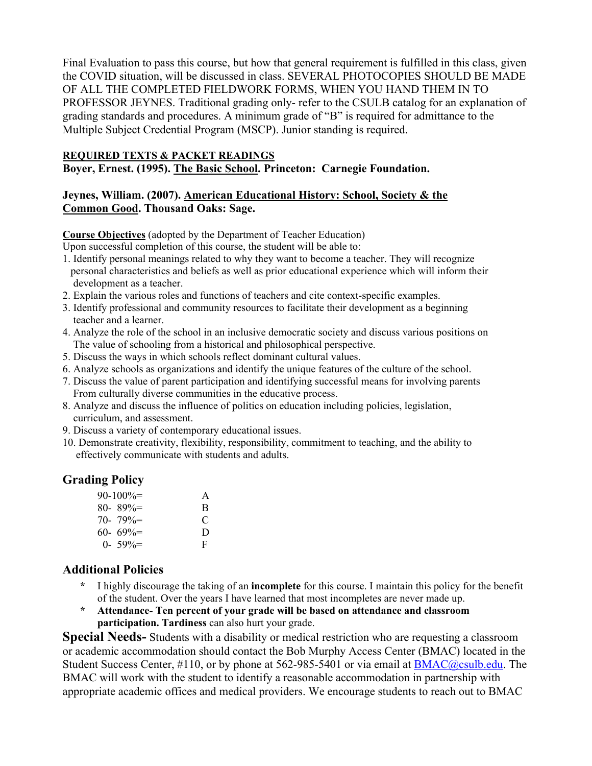Final Evaluation to pass this course, but how that general requirement is fulfilled in this class, given the COVID situation, will be discussed in class. SEVERAL PHOTOCOPIES SHOULD BE MADE OF ALL THE COMPLETED FIELDWORK FORMS, WHEN YOU HAND THEM IN TO PROFESSOR JEYNES. Traditional grading only- refer to the CSULB catalog for an explanation of grading standards and procedures. A minimum grade of "B" is required for admittance to the Multiple Subject Credential Program (MSCP). Junior standing is required.

**REQUIRED TEXTS & PACKET READINGS**

**Boyer, Ernest. (1995). The Basic School. Princeton: Carnegie Foundation.**

**Jeynes, William. (2007). American Educational History: School, Society & the Common Good. Thousand Oaks: Sage.**

**Course Objectives** (adopted by the Department of Teacher Education)

Upon successful completion of this course, the student will be able to:

1. Identify personal meanings related to why they want to become a teacher. They will recognize personal characteristics and beliefs as well as prior educational experience which will inform their development as a teacher.
2. Explain the various roles and functions of teachers and cite context-specific examples.
3. Identify professional and community resources to facilitate their development as a beginning teacher and a learner.
4. Analyze the role of the school in an inclusive democratic society and discuss various positions on The value of schooling from a historical and philosophical perspective.
5. Discuss the ways in which schools reflect dominant cultural values.
6. Analyze schools as organizations and identify the unique features of the culture of the school.
7. Discuss the value of parent participation and identifying successful means for involving parents From culturally diverse communities in the educative process.
8. Analyze and discuss the influence of politics on education including policies, legislation, curriculum, and assessment.
9. Discuss a variety of contemporary educational issues.
10. Demonstrate creativity, flexibility, responsibility, commitment to teaching, and the ability to effectively communicate with students and adults.

## Grading Policy

| | |
|---|---|
| 90-100%= | A |
| 80- 89%= | B |
| 70- 79%= | C |
| 60- 69%= | D |
| 0- 59%= | F |

## Additional Policies

- I highly discourage the taking of an **incomplete** for this course. I maintain this policy for the benefit of the student. Over the years I have learned that most incompletes are never made up.
- **Attendance- Ten percent of your grade will be based on attendance and classroom participation. Tardiness** can also hurt your grade.

**Special Needs-** Students with a disability or medical restriction who are requesting a classroom or academic accommodation should contact the Bob Murphy Access Center (BMAC) located in the Student Success Center, #110, or by phone at 562-985-5401 or via email at BMAC@csulb.edu. The BMAC will work with the student to identify a reasonable accommodation in partnership with appropriate academic offices and medical providers. We encourage students to reach out to BMAC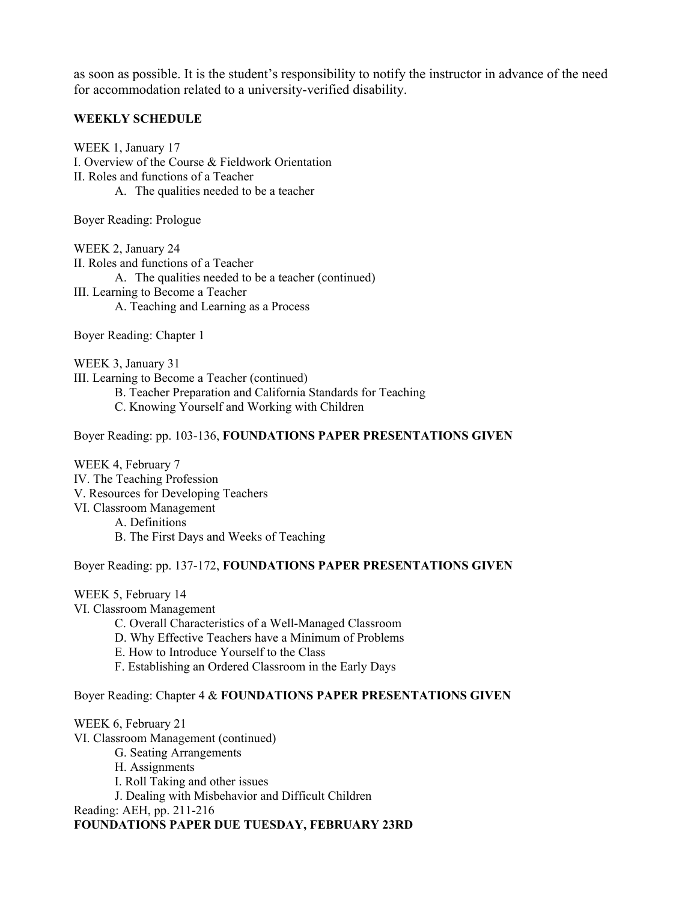as soon as possible. It is the student's responsibility to notify the instructor in advance of the need for accommodation related to a university-verified disability.

**WEEKLY SCHEDULE**

WEEK 1, January 17

I. Overview of the Course & Fieldwork Orientation

II. Roles and functions of a Teacher

- A. The qualities needed to be a teacher

Boyer Reading: Prologue

WEEK 2, January 24

II. Roles and functions of a Teacher

- A. The qualities needed to be a teacher (continued)

III. Learning to Become a Teacher

- A. Teaching and Learning as a Process

Boyer Reading: Chapter 1

WEEK 3, January 31

III. Learning to Become a Teacher (continued)

- B. Teacher Preparation and California Standards for Teaching
- C. Knowing Yourself and Working with Children

Boyer Reading: pp. 103-136, **FOUNDATIONS PAPER PRESENTATIONS GIVEN**

WEEK 4, February 7

IV. The Teaching Profession

V. Resources for Developing Teachers

VI. Classroom Management

- A. Definitions
- B. The First Days and Weeks of Teaching

Boyer Reading: pp. 137-172, **FOUNDATIONS PAPER PRESENTATIONS GIVEN**

WEEK 5, February 14

VI. Classroom Management

- C. Overall Characteristics of a Well-Managed Classroom
- D. Why Effective Teachers have a Minimum of Problems
- E. How to Introduce Yourself to the Class
- F. Establishing an Ordered Classroom in the Early Days

Boyer Reading: Chapter 4 & **FOUNDATIONS PAPER PRESENTATIONS GIVEN**

WEEK 6, February 21

VI. Classroom Management (continued)

- G. Seating Arrangements
- H. Assignments
- I. Roll Taking and other issues
- J. Dealing with Misbehavior and Difficult Children

Reading: AEH, pp. 211-216

**FOUNDATIONS PAPER DUE TUESDAY, FEBRUARY 23RD**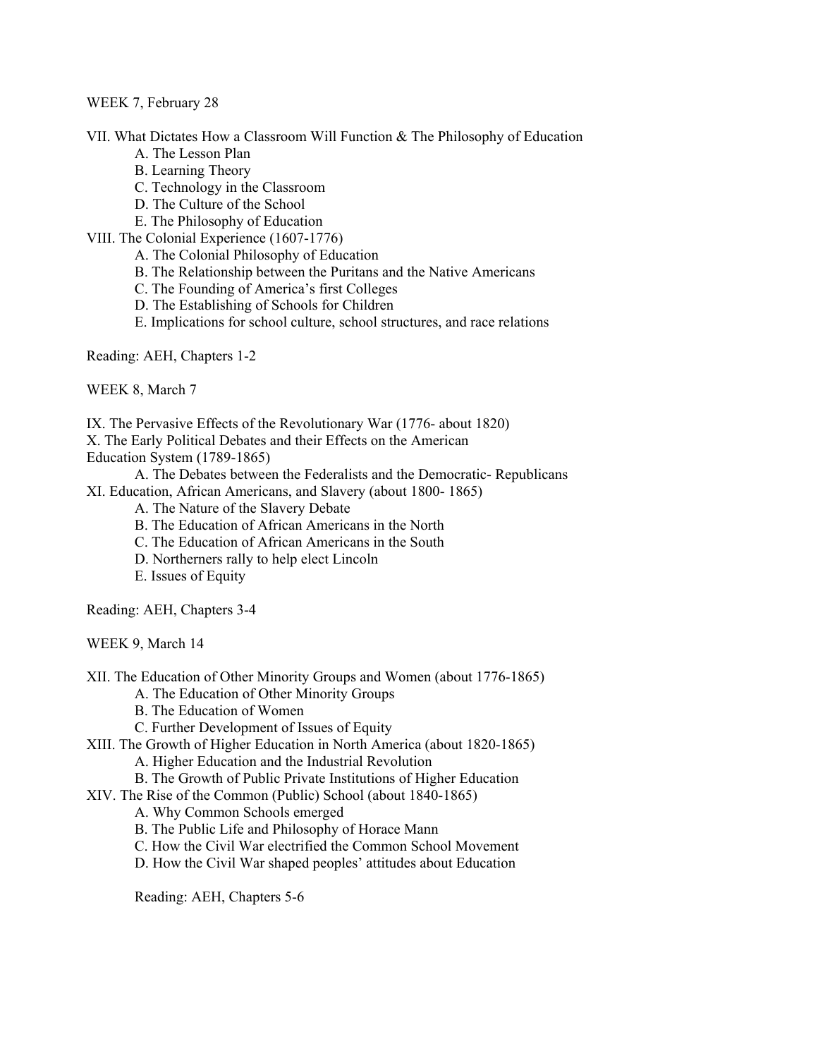WEEK 7, February 28

VII. What Dictates How a Classroom Will Function & The Philosophy of Education

- A. The Lesson Plan
- B. Learning Theory
- C. Technology in the Classroom
- D. The Culture of the School
- E. The Philosophy of Education

VIII. The Colonial Experience (1607-1776)

- A. The Colonial Philosophy of Education
- B. The Relationship between the Puritans and the Native Americans
- C. The Founding of America's first Colleges
- D. The Establishing of Schools for Children
- E. Implications for school culture, school structures, and race relations

Reading: AEH, Chapters 1-2

WEEK 8, March 7

IX. The Pervasive Effects of the Revolutionary War (1776- about 1820)

X. The Early Political Debates and their Effects on the American Education System (1789-1865)

- A. The Debates between the Federalists and the Democratic- Republicans

XI. Education, African Americans, and Slavery (about 1800- 1865)

- A. The Nature of the Slavery Debate
- B. The Education of African Americans in the North
- C. The Education of African Americans in the South
- D. Northerners rally to help elect Lincoln
- E. Issues of Equity

Reading: AEH, Chapters 3-4

WEEK 9, March 14

XII. The Education of Other Minority Groups and Women (about 1776-1865)

- A. The Education of Other Minority Groups
- B. The Education of Women
- C. Further Development of Issues of Equity

XIII. The Growth of Higher Education in North America (about 1820-1865)

- A. Higher Education and the Industrial Revolution
- B. The Growth of Public Private Institutions of Higher Education

XIV. The Rise of the Common (Public) School (about 1840-1865)

- A. Why Common Schools emerged
- B. The Public Life and Philosophy of Horace Mann
- C. How the Civil War electrified the Common School Movement
- D. How the Civil War shaped peoples' attitudes about Education

Reading: AEH, Chapters 5-6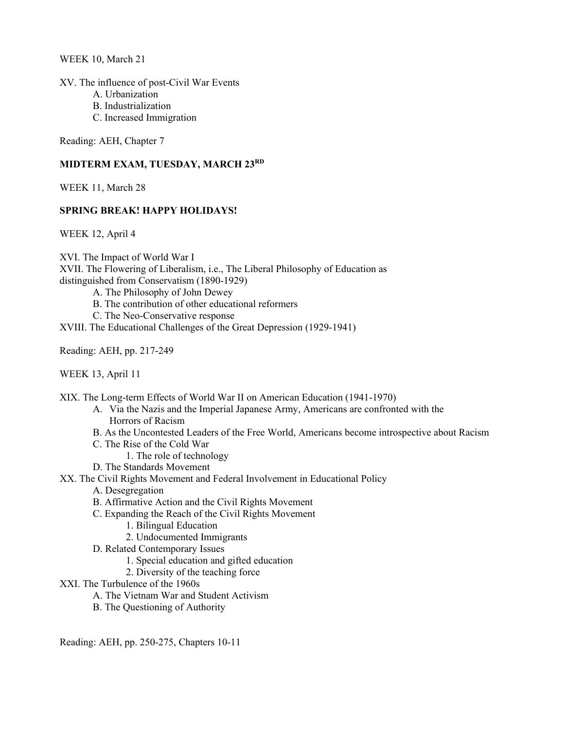WEEK 10, March 21

XV. The influence of post-Civil War Events
- A. Urbanization
- B. Industrialization
- C. Increased Immigration

Reading: AEH, Chapter 7

**MIDTERM EXAM, TUESDAY, MARCH 23RD**

WEEK 11, March 28

**SPRING BREAK! HAPPY HOLIDAYS!**

WEEK 12, April 4

XVI. The Impact of World War I

XVII. The Flowering of Liberalism, i.e., The Liberal Philosophy of Education as distinguished from Conservatism (1890-1929)
- A. The Philosophy of John Dewey
- B. The contribution of other educational reformers
- C. The Neo-Conservative response

XVIII. The Educational Challenges of the Great Depression (1929-1941)

Reading: AEH, pp. 217-249

WEEK 13, April 11

XIX. The Long-term Effects of World War II on American Education (1941-1970)
- A. Via the Nazis and the Imperial Japanese Army, Americans are confronted with the Horrors of Racism
- B. As the Uncontested Leaders of the Free World, Americans become introspective about Racism
- C. The Rise of the Cold War
  - 1. The role of technology
- D. The Standards Movement

XX. The Civil Rights Movement and Federal Involvement in Educational Policy
- A. Desegregation
- B. Affirmative Action and the Civil Rights Movement
- C. Expanding the Reach of the Civil Rights Movement
  - 1. Bilingual Education
  - 2. Undocumented Immigrants
- D. Related Contemporary Issues
  - 1. Special education and gifted education
  - 2. Diversity of the teaching force

XXI. The Turbulence of the 1960s
- A. The Vietnam War and Student Activism
- B. The Questioning of Authority

Reading: AEH, pp. 250-275, Chapters 10-11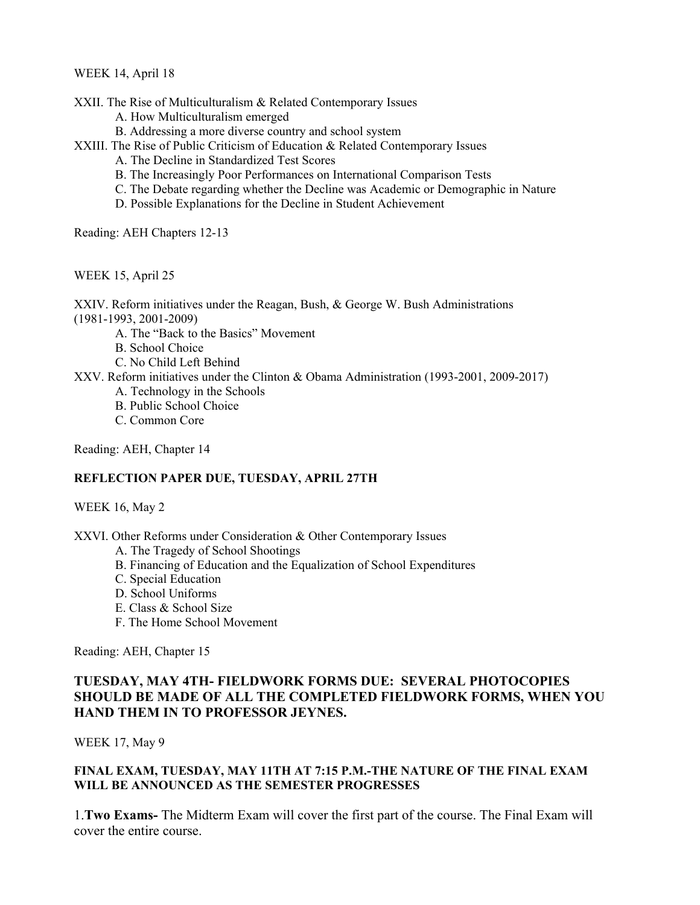WEEK 14, April 18

XXII. The Rise of Multiculturalism & Related Contemporary Issues
- A. How Multiculturalism emerged
- B. Addressing a more diverse country and school system

XXIII. The Rise of Public Criticism of Education & Related Contemporary Issues
- A. The Decline in Standardized Test Scores
- B. The Increasingly Poor Performances on International Comparison Tests
- C. The Debate regarding whether the Decline was Academic or Demographic in Nature
- D. Possible Explanations for the Decline in Student Achievement

Reading: AEH Chapters 12-13

WEEK 15, April 25

XXIV. Reform initiatives under the Reagan, Bush, & George W. Bush Administrations (1981-1993, 2001-2009)
- A. The "Back to the Basics" Movement
- B. School Choice
- C. No Child Left Behind

XXV. Reform initiatives under the Clinton & Obama Administration (1993-2001, 2009-2017)
- A. Technology in the Schools
- B. Public School Choice
- C. Common Core

Reading: AEH, Chapter 14

**REFLECTION PAPER DUE, TUESDAY, APRIL 27TH**

WEEK 16, May 2

XXVI. Other Reforms under Consideration & Other Contemporary Issues
- A. The Tragedy of School Shootings
- B. Financing of Education and the Equalization of School Expenditures
- C. Special Education
- D. School Uniforms
- E. Class & School Size
- F. The Home School Movement

Reading: AEH, Chapter 15

**TUESDAY, MAY 4TH- FIELDWORK FORMS DUE: SEVERAL PHOTOCOPIES SHOULD BE MADE OF ALL THE COMPLETED FIELDWORK FORMS, WHEN YOU HAND THEM IN TO PROFESSOR JEYNES.**

WEEK 17, May 9

**FINAL EXAM, TUESDAY, MAY 11TH AT 7:15 P.M.-THE NATURE OF THE FINAL EXAM WILL BE ANNOUNCED AS THE SEMESTER PROGRESSES**

1.**Two Exams-** The Midterm Exam will cover the first part of the course. The Final Exam will cover the entire course.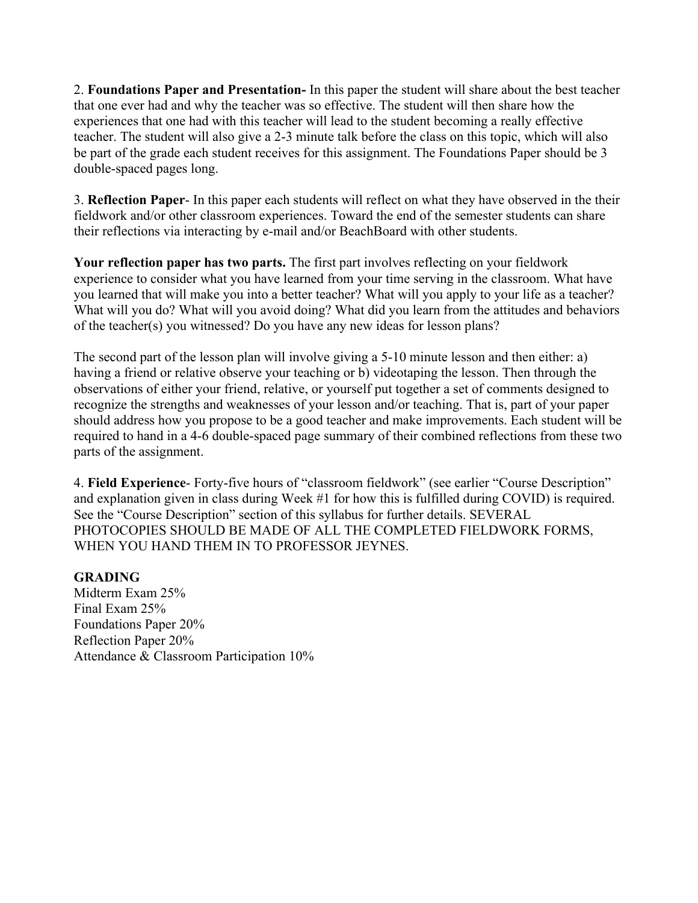2. **Foundations Paper and Presentation-** In this paper the student will share about the best teacher that one ever had and why the teacher was so effective. The student will then share how the experiences that one had with this teacher will lead to the student becoming a really effective teacher. The student will also give a 2-3 minute talk before the class on this topic, which will also be part of the grade each student receives for this assignment. The Foundations Paper should be 3 double-spaced pages long.

3. **Reflection Paper**- In this paper each students will reflect on what they have observed in the their fieldwork and/or other classroom experiences. Toward the end of the semester students can share their reflections via interacting by e-mail and/or BeachBoard with other students.

**Your reflection paper has two parts.** The first part involves reflecting on your fieldwork experience to consider what you have learned from your time serving in the classroom. What have you learned that will make you into a better teacher? What will you apply to your life as a teacher? What will you do? What will you avoid doing? What did you learn from the attitudes and behaviors of the teacher(s) you witnessed? Do you have any new ideas for lesson plans?

The second part of the lesson plan will involve giving a 5-10 minute lesson and then either: a) having a friend or relative observe your teaching or b) videotaping the lesson. Then through the observations of either your friend, relative, or yourself put together a set of comments designed to recognize the strengths and weaknesses of your lesson and/or teaching. That is, part of your paper should address how you propose to be a good teacher and make improvements. Each student will be required to hand in a 4-6 double-spaced page summary of their combined reflections from these two parts of the assignment.

4. **Field Experience**- Forty-five hours of "classroom fieldwork" (see earlier "Course Description" and explanation given in class during Week #1 for how this is fulfilled during COVID) is required. See the "Course Description" section of this syllabus for further details. SEVERAL PHOTOCOPIES SHOULD BE MADE OF ALL THE COMPLETED FIELDWORK FORMS, WHEN YOU HAND THEM IN TO PROFESSOR JEYNES.

**GRADING**

Midterm Exam 25%
Final Exam 25%
Foundations Paper 20%
Reflection Paper 20%
Attendance & Classroom Participation 10%